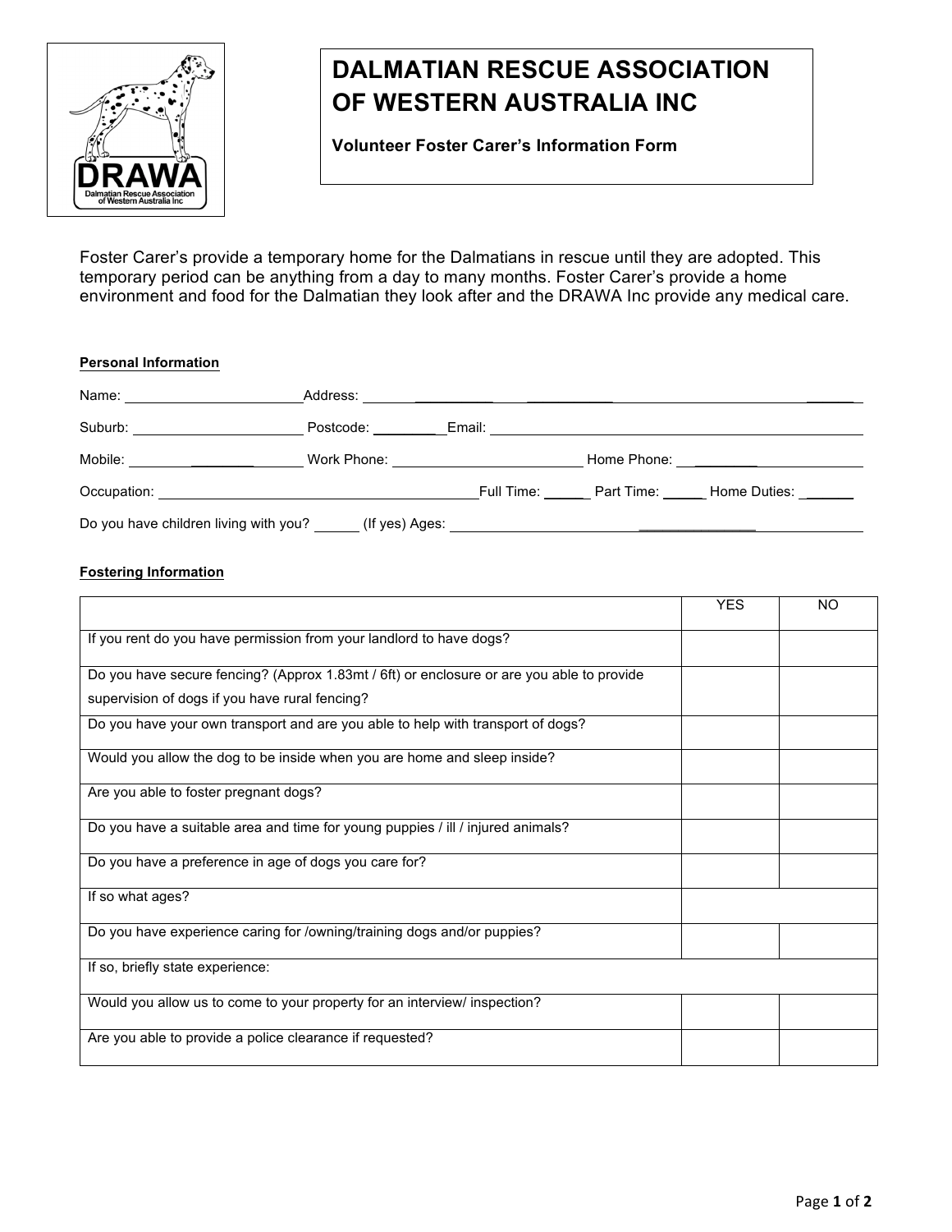# DALMATIAN RESCUE ASSOCIATION OF WESTERN AUSTRALIA INC

**Volunteer Foster Carer's Information Form**

Foster Carer's provide a temporary home for the Dalmatians in rescue until they are adopted. This temporary period can be anything from a day to many months. Foster Carer's provide a home environment and food for the Dalmatian they look after and the DRAWA Inc provide any medical care.

**Personal Information**

Name: ______________________ Address: ________________________________________________

Suburb: ______________________ Postcode: ________ Email: ____________________________________

Mobile: ________________ Work Phone: ________________________ Home Phone: ________________

Occupation: ________________________________________ Full Time: ______ Part Time: ______ Home Duties: ______

Do you have children living with you? ______ (If yes) Ages: ________________________________________

**Fostering Information**

| | YES | NO |
|---|---|---|
| If you rent do you have permission from your landlord to have dogs? | | |
| Do you have secure fencing? (Approx 1.83mt / 6ft) or enclosure or are you able to provide supervision of dogs if you have rural fencing? | | |
| Do you have your own transport and are you able to help with transport of dogs? | | |
| Would you allow the dog to be inside when you are home and sleep inside? | | |
| Are you able to foster pregnant dogs? | | |
| Do you have a suitable area and time for young puppies / ill / injured animals? | | |
| Do you have a preference in age of dogs you care for? | | |
| If so what ages? | | |
| Do you have experience caring for /owning/training dogs and/or puppies? | | |
| If so, briefly state experience: | | |
| Would you allow us to come to your property for an interview/ inspection? | | |
| Are you able to provide a police clearance if requested? | | |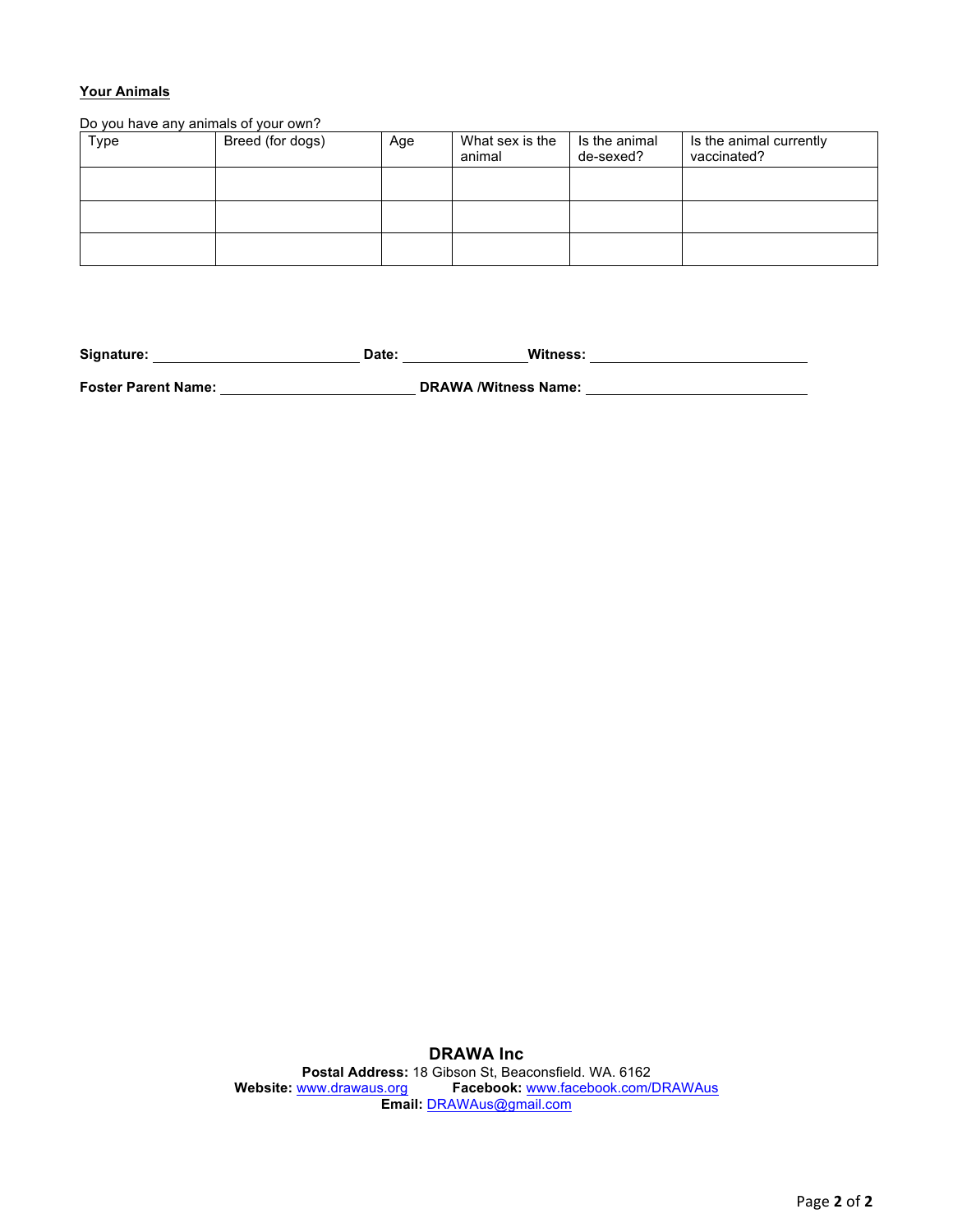**<u>Your Animals</u>**

Do you have any animals of your own?

| Type | Breed (for dogs) | Age | What sex is the animal | Is the animal de-sexed? | Is the animal currently vaccinated? |
|---|---|---|---|---|---|
| | | | | | |
| | | | | | |
| | | | | | |

**Signature:** \_\_\_\_\_\_\_\_\_\_\_\_\_\_\_\_\_\_\_\_\_\_\_\_\_\_ **Date:** \_\_\_\_\_\_\_\_\_\_\_\_\_\_\_\_ **Witness:** \_\_\_\_\_\_\_\_\_\_\_\_\_\_\_\_\_\_\_\_\_\_\_\_\_\_\_\_

**Foster Parent Name:** \_\_\_\_\_\_\_\_\_\_\_\_\_\_\_\_\_\_\_\_\_\_\_\_\_ **DRAWA /Witness Name:** \_\_\_\_\_\_\_\_\_\_\_\_\_\_\_\_\_\_\_\_\_\_\_\_\_\_\_\_

**DRAWA Inc**
**Postal Address:** 18 Gibson St, Beaconsfield. WA. 6162
**Website:** www.drawaus.org **Facebook:** www.facebook.com/DRAWAus
**Email:** DRAWAus@gmail.com